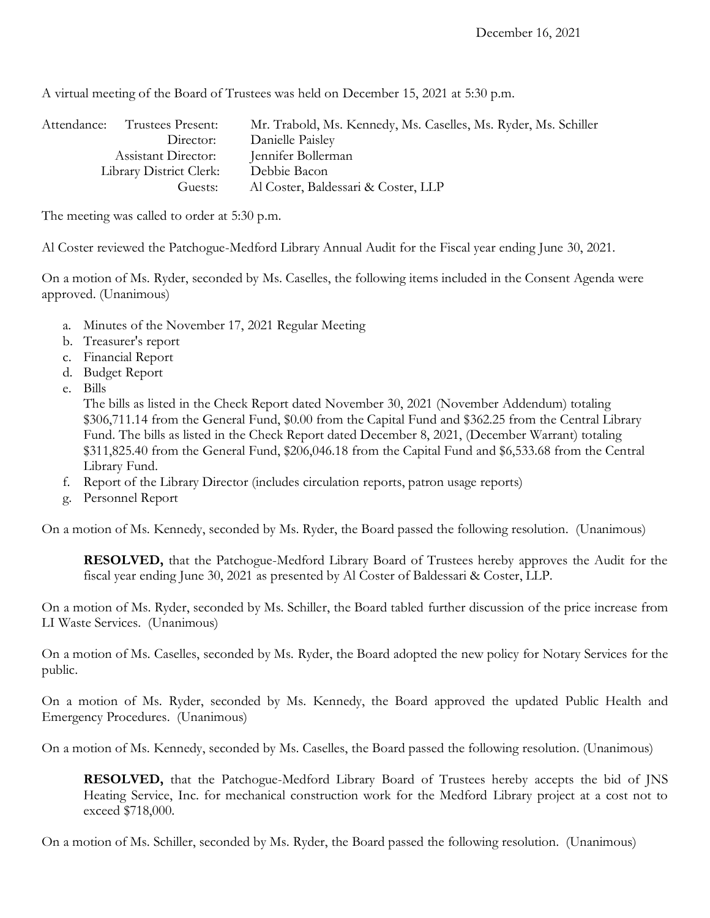December 16, 2021

A virtual meeting of the Board of Trustees was held on December 15, 2021 at 5:30 p.m.

| Attendance: | |
|---|---|
| Trustees Present: | Mr. Trabold, Ms. Kennedy, Ms. Caselles, Ms. Ryder, Ms. Schiller |
| Director: | Danielle Paisley |
| Assistant Director: | Jennifer Bollerman |
| Library District Clerk: | Debbie Bacon |
| Guests: | Al Coster, Baldessari & Coster, LLP |

The meeting was called to order at 5:30 p.m.

Al Coster reviewed the Patchogue-Medford Library Annual Audit for the Fiscal year ending June 30, 2021.

On a motion of Ms. Ryder, seconded by Ms. Caselles, the following items included in the Consent Agenda were approved. (Unanimous)

a. Minutes of the November 17, 2021 Regular Meeting
b. Treasurer's report
c. Financial Report
d. Budget Report
e. Bills
   The bills as listed in the Check Report dated November 30, 2021 (November Addendum) totaling $306,711.14 from the General Fund, $0.00 from the Capital Fund and $362.25 from the Central Library Fund. The bills as listed in the Check Report dated December 8, 2021, (December Warrant) totaling $311,825.40 from the General Fund, $206,046.18 from the Capital Fund and $6,533.68 from the Central Library Fund.
f. Report of the Library Director (includes circulation reports, patron usage reports)
g. Personnel Report

On a motion of Ms. Kennedy, seconded by Ms. Ryder, the Board passed the following resolution. (Unanimous)

> **RESOLVED,** that the Patchogue-Medford Library Board of Trustees hereby approves the Audit for the fiscal year ending June 30, 2021 as presented by Al Coster of Baldessari & Coster, LLP.

On a motion of Ms. Ryder, seconded by Ms. Schiller, the Board tabled further discussion of the price increase from LI Waste Services. (Unanimous)

On a motion of Ms. Caselles, seconded by Ms. Ryder, the Board adopted the new policy for Notary Services for the public.

On a motion of Ms. Ryder, seconded by Ms. Kennedy, the Board approved the updated Public Health and Emergency Procedures. (Unanimous)

On a motion of Ms. Kennedy, seconded by Ms. Caselles, the Board passed the following resolution. (Unanimous)

> **RESOLVED,** that the Patchogue-Medford Library Board of Trustees hereby accepts the bid of JNS Heating Service, Inc. for mechanical construction work for the Medford Library project at a cost not to exceed $718,000.

On a motion of Ms. Schiller, seconded by Ms. Ryder, the Board passed the following resolution. (Unanimous)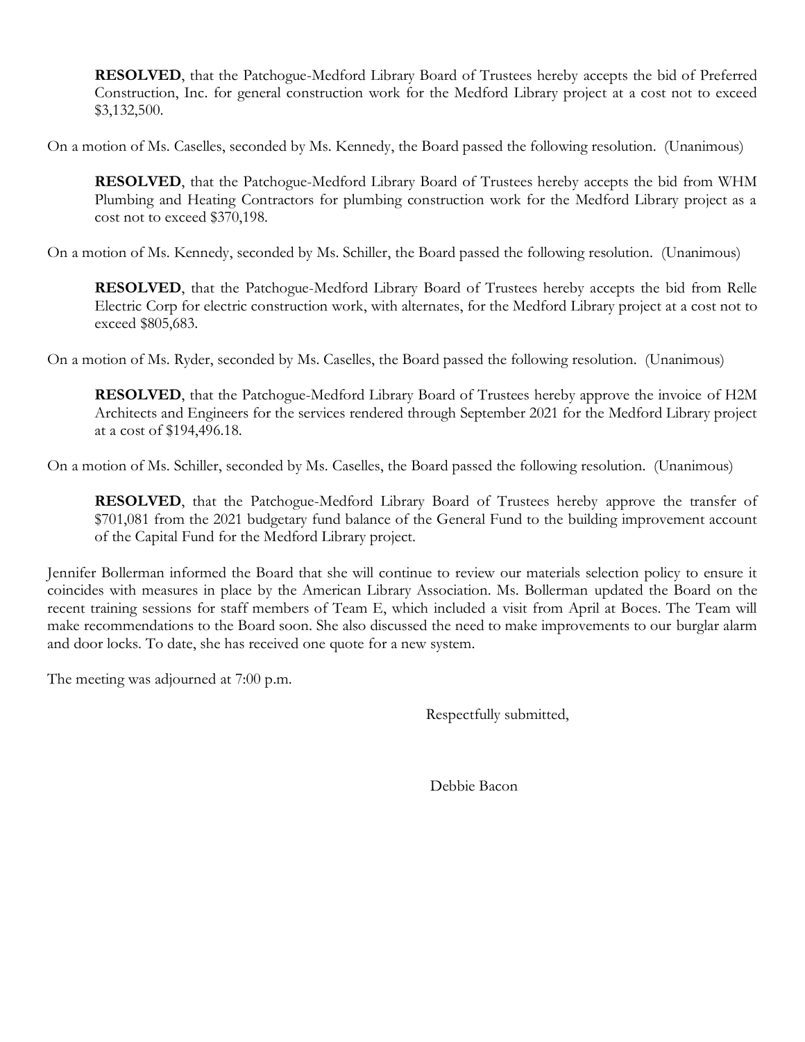**RESOLVED**, that the Patchogue-Medford Library Board of Trustees hereby accepts the bid of Preferred Construction, Inc. for general construction work for the Medford Library project at a cost not to exceed $3,132,500.

On a motion of Ms. Caselles, seconded by Ms. Kennedy, the Board passed the following resolution. (Unanimous)

**RESOLVED**, that the Patchogue-Medford Library Board of Trustees hereby accepts the bid from WHM Plumbing and Heating Contractors for plumbing construction work for the Medford Library project as a cost not to exceed $370,198.

On a motion of Ms. Kennedy, seconded by Ms. Schiller, the Board passed the following resolution. (Unanimous)

**RESOLVED**, that the Patchogue-Medford Library Board of Trustees hereby accepts the bid from Relle Electric Corp for electric construction work, with alternates, for the Medford Library project at a cost not to exceed $805,683.

On a motion of Ms. Ryder, seconded by Ms. Caselles, the Board passed the following resolution. (Unanimous)

**RESOLVED**, that the Patchogue-Medford Library Board of Trustees hereby approve the invoice of H2M Architects and Engineers for the services rendered through September 2021 for the Medford Library project at a cost of $194,496.18.

On a motion of Ms. Schiller, seconded by Ms. Caselles, the Board passed the following resolution. (Unanimous)

**RESOLVED**, that the Patchogue-Medford Library Board of Trustees hereby approve the transfer of $701,081 from the 2021 budgetary fund balance of the General Fund to the building improvement account of the Capital Fund for the Medford Library project.

Jennifer Bollerman informed the Board that she will continue to review our materials selection policy to ensure it coincides with measures in place by the American Library Association. Ms. Bollerman updated the Board on the recent training sessions for staff members of Team E, which included a visit from April at Boces. The Team will make recommendations to the Board soon. She also discussed the need to make improvements to our burglar alarm and door locks. To date, she has received one quote for a new system.

The meeting was adjourned at 7:00 p.m.

Respectfully submitted,

Debbie Bacon